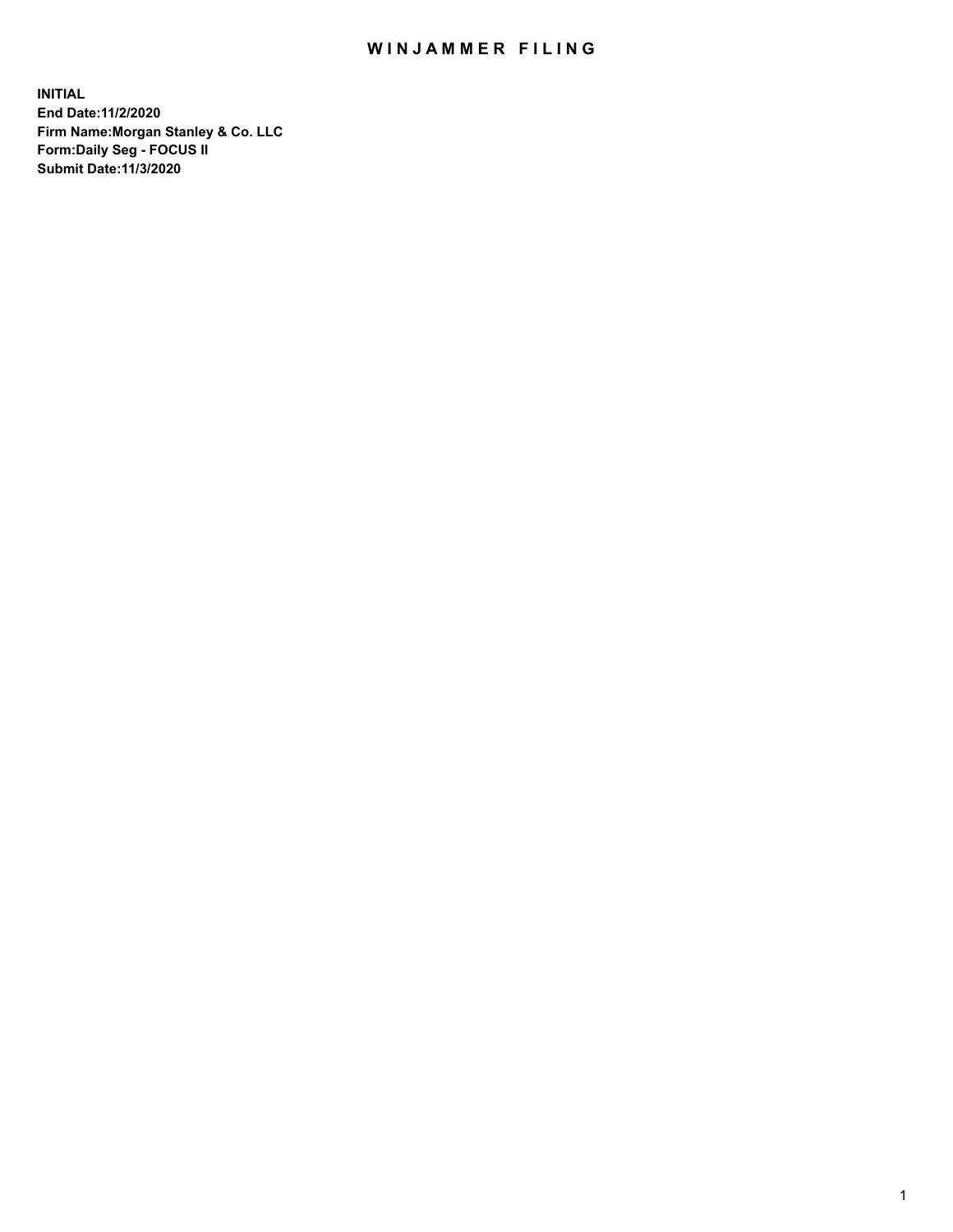# WINJAMMER FILING

**INITIAL**
**End Date:11/2/2020**
**Firm Name:Morgan Stanley & Co. LLC**
**Form:Daily Seg - FOCUS II**
**Submit Date:11/3/2020**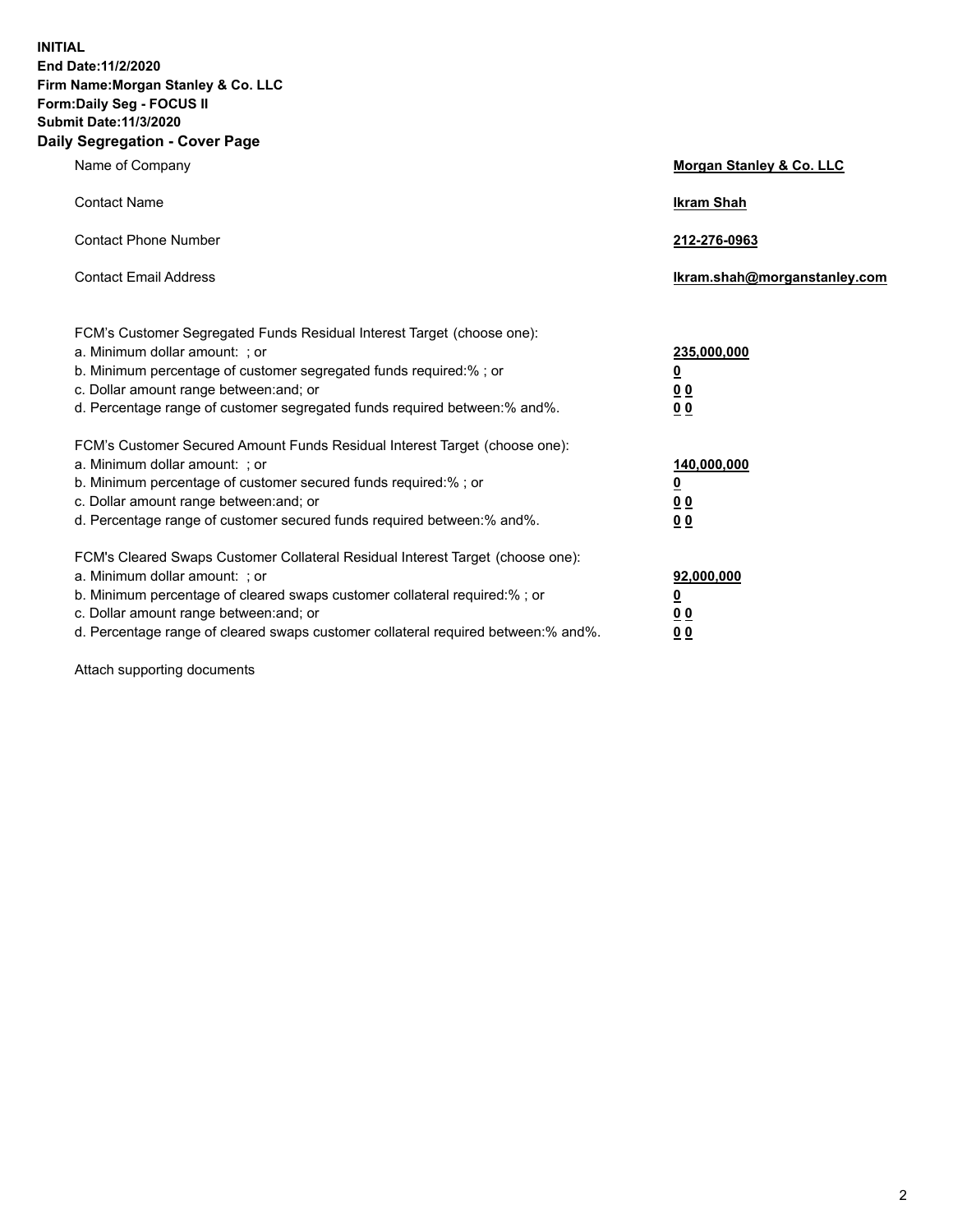**INITIAL**
**End Date:11/2/2020**
**Firm Name:Morgan Stanley & Co. LLC**
**Form:Daily Seg - FOCUS II**
**Submit Date:11/3/2020**

## Daily Segregation - Cover Page

| | |
|---|---|
| Name of Company | **Morgan Stanley & Co. LLC** |
| Contact Name | **Ikram Shah** |
| Contact Phone Number | **212-276-0963** |
| Contact Email Address | **Ikram.shah@morganstanley.com** |

| | |
|---|---|
| FCM's Customer Segregated Funds Residual Interest Target (choose one): | |
| a. Minimum dollar amount: ; or | **235,000,000** |
| b. Minimum percentage of customer segregated funds required:% ; or | **0** |
| c. Dollar amount range between:and; or | **0 0** |
| d. Percentage range of customer segregated funds required between:% and%. | **0 0** |
| FCM's Customer Secured Amount Funds Residual Interest Target (choose one): | |
| a. Minimum dollar amount: ; or | **140,000,000** |
| b. Minimum percentage of customer secured funds required:% ; or | **0** |
| c. Dollar amount range between:and; or | **0 0** |
| d. Percentage range of customer secured funds required between:% and%. | **0 0** |
| FCM's Cleared Swaps Customer Collateral Residual Interest Target (choose one): | |
| a. Minimum dollar amount: ; or | **92,000,000** |
| b. Minimum percentage of cleared swaps customer collateral required:% ; or | **0** |
| c. Dollar amount range between:and; or | **0 0** |
| d. Percentage range of cleared swaps customer collateral required between:% and%. | **0 0** |

Attach supporting documents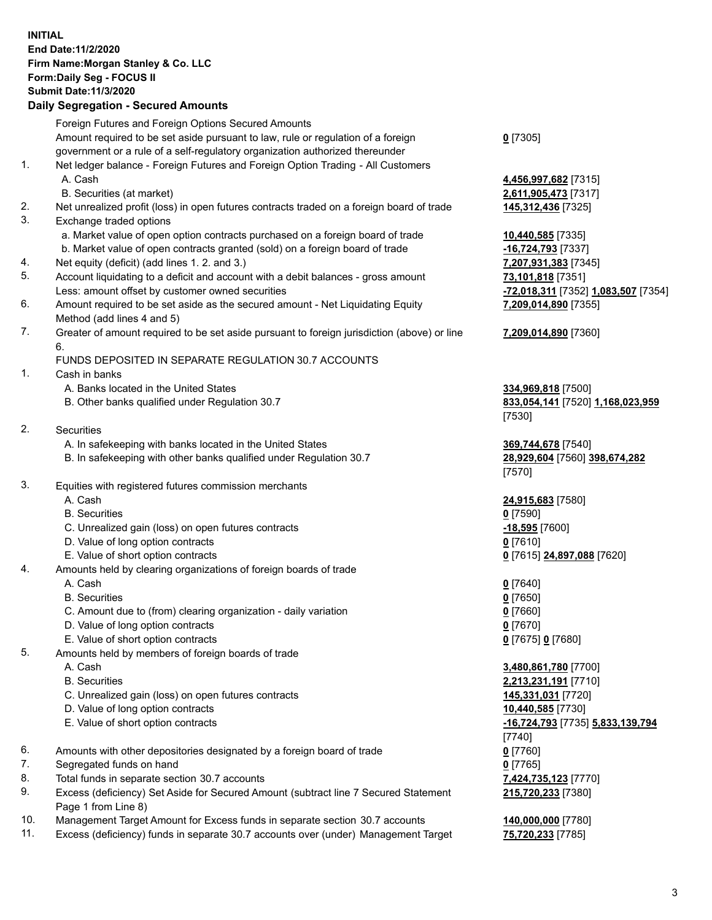**INITIAL**
**End Date:11/2/2020**
**Firm Name:Morgan Stanley & Co. LLC**
**Form:Daily Seg - FOCUS II**
**Submit Date:11/3/2020**

## Daily Segregation - Secured Amounts

| | | |
|---|---|---|
| | Foreign Futures and Foreign Options Secured Amounts | |
| | Amount required to be set aside pursuant to law, rule or regulation of a foreign government or a rule of a self-regulatory organization authorized thereunder | **0** [7305] |
| 1. | Net ledger balance - Foreign Futures and Foreign Option Trading - All Customers | |
| | A. Cash | **4,456,997,682** [7315] |
| | B. Securities (at market) | **2,611,905,473** [7317] |
| 2. | Net unrealized profit (loss) in open futures contracts traded on a foreign board of trade | **145,312,436** [7325] |
| 3. | Exchange traded options | |
| | a. Market value of open option contracts purchased on a foreign board of trade | **10,440,585** [7335] |
| | b. Market value of open contracts granted (sold) on a foreign board of trade | **-16,724,793** [7337] |
| 4. | Net equity (deficit) (add lines 1. 2. and 3.) | **7,207,931,383** [7345] |
| 5. | Account liquidating to a deficit and account with a debit balances - gross amount | **73,101,818** [7351] |
| | Less: amount offset by customer owned securities | **-72,018,311** [7352] **1,083,507** [7354] |
| 6. | Amount required to be set aside as the secured amount - Net Liquidating Equity Method (add lines 4 and 5) | **7,209,014,890** [7355] |
| 7. | Greater of amount required to be set aside pursuant to foreign jurisdiction (above) or line 6. | **7,209,014,890** [7360] |
| | FUNDS DEPOSITED IN SEPARATE REGULATION 30.7 ACCOUNTS | |
| 1. | Cash in banks | |
| | A. Banks located in the United States | **334,969,818** [7500] |
| | B. Other banks qualified under Regulation 30.7 | **833,054,141** [7520] **1,168,023,959** [7530] |
| 2. | Securities | |
| | A. In safekeeping with banks located in the United States | **369,744,678** [7540] |
| | B. In safekeeping with other banks qualified under Regulation 30.7 | **28,929,604** [7560] **398,674,282** [7570] |
| 3. | Equities with registered futures commission merchants | |
| | A. Cash | **24,915,683** [7580] |
| | B. Securities | **0** [7590] |
| | C. Unrealized gain (loss) on open futures contracts | **-18,595** [7600] |
| | D. Value of long option contracts | **0** [7610] |
| | E. Value of short option contracts | **0** [7615] **24,897,088** [7620] |
| 4. | Amounts held by clearing organizations of foreign boards of trade | |
| | A. Cash | **0** [7640] |
| | B. Securities | **0** [7650] |
| | C. Amount due to (from) clearing organization - daily variation | **0** [7660] |
| | D. Value of long option contracts | **0** [7670] |
| | E. Value of short option contracts | **0** [7675] **0** [7680] |
| 5. | Amounts held by members of foreign boards of trade | |
| | A. Cash | **3,480,861,780** [7700] |
| | B. Securities | **2,213,231,191** [7710] |
| | C. Unrealized gain (loss) on open futures contracts | **145,331,031** [7720] |
| | D. Value of long option contracts | **10,440,585** [7730] |
| | E. Value of short option contracts | **-16,724,793** [7735] **5,833,139,794** [7740] |
| 6. | Amounts with other depositories designated by a foreign board of trade | **0** [7760] |
| 7. | Segregated funds on hand | **0** [7765] |
| 8. | Total funds in separate section 30.7 accounts | **7,424,735,123** [7770] |
| 9. | Excess (deficiency) Set Aside for Secured Amount (subtract line 7 Secured Statement Page 1 from Line 8) | **215,720,233** [7380] |
| 10. | Management Target Amount for Excess funds in separate section 30.7 accounts | **140,000,000** [7780] |
| 11. | Excess (deficiency) funds in separate 30.7 accounts over (under) Management Target | **75,720,233** [7785] |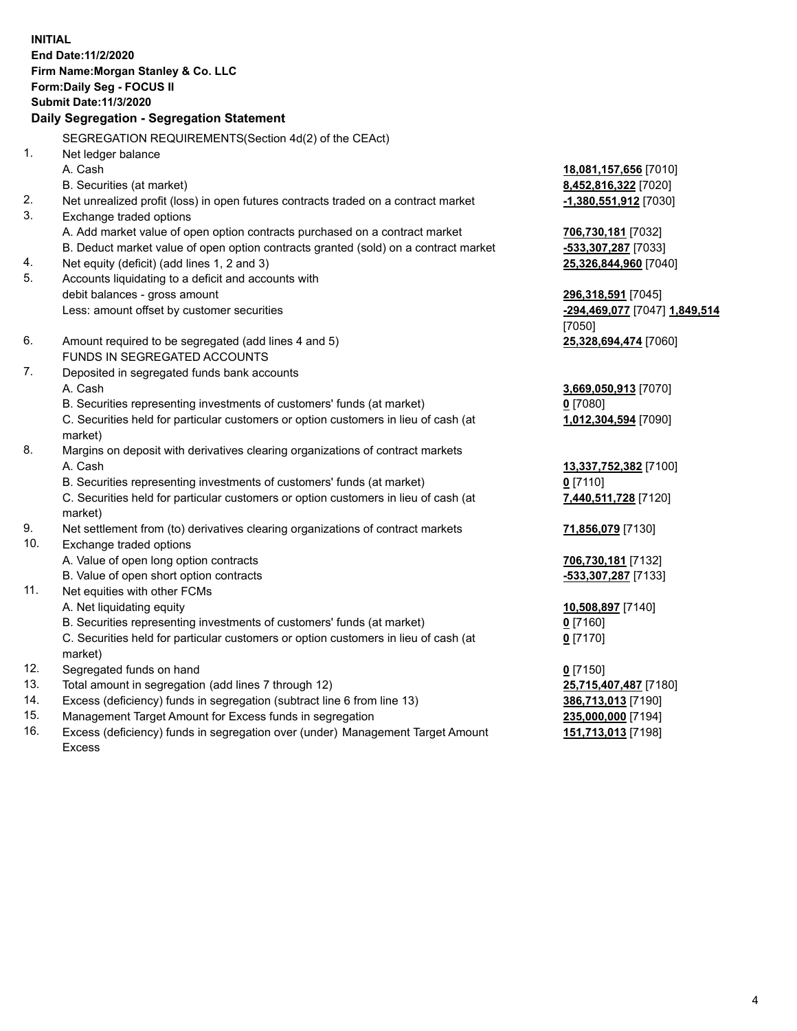**INITIAL**
**End Date:11/2/2020**
**Firm Name:Morgan Stanley & Co. LLC**
**Form:Daily Seg - FOCUS II**
**Submit Date:11/3/2020**

## Daily Segregation - Segregation Statement

SEGREGATION REQUIREMENTS(Section 4d(2) of the CEAct)

| | | |
|---|---|---|
| 1. | Net ledger balance | |
| | A. Cash | **18,081,157,656** [7010] |
| | B. Securities (at market) | **8,452,816,322** [7020] |
| 2. | Net unrealized profit (loss) in open futures contracts traded on a contract market | **-1,380,551,912** [7030] |
| 3. | Exchange traded options | |
| | A. Add market value of open option contracts purchased on a contract market | **706,730,181** [7032] |
| | B. Deduct market value of open option contracts granted (sold) on a contract market | **-533,307,287** [7033] |
| 4. | Net equity (deficit) (add lines 1, 2 and 3) | **25,326,844,960** [7040] |
| 5. | Accounts liquidating to a deficit and accounts with | |
| | debit balances - gross amount | **296,318,591** [7045] |
| | Less: amount offset by customer securities | **-294,469,077** [7047] **1,849,514** [7050] |
| 6. | Amount required to be segregated (add lines 4 and 5) | **25,328,694,474** [7060] |
| | FUNDS IN SEGREGATED ACCOUNTS | |
| 7. | Deposited in segregated funds bank accounts | |
| | A. Cash | **3,669,050,913** [7070] |
| | B. Securities representing investments of customers' funds (at market) | **0** [7080] |
| | C. Securities held for particular customers or option customers in lieu of cash (at market) | **1,012,304,594** [7090] |
| 8. | Margins on deposit with derivatives clearing organizations of contract markets | |
| | A. Cash | **13,337,752,382** [7100] |
| | B. Securities representing investments of customers' funds (at market) | **0** [7110] |
| | C. Securities held for particular customers or option customers in lieu of cash (at market) | **7,440,511,728** [7120] |
| 9. | Net settlement from (to) derivatives clearing organizations of contract markets | **71,856,079** [7130] |
| 10. | Exchange traded options | |
| | A. Value of open long option contracts | **706,730,181** [7132] |
| | B. Value of open short option contracts | **-533,307,287** [7133] |
| 11. | Net equities with other FCMs | |
| | A. Net liquidating equity | **10,508,897** [7140] |
| | B. Securities representing investments of customers' funds (at market) | **0** [7160] |
| | C. Securities held for particular customers or option customers in lieu of cash (at market) | **0** [7170] |
| 12. | Segregated funds on hand | **0** [7150] |
| 13. | Total amount in segregation (add lines 7 through 12) | **25,715,407,487** [7180] |
| 14. | Excess (deficiency) funds in segregation (subtract line 6 from line 13) | **386,713,013** [7190] |
| 15. | Management Target Amount for Excess funds in segregation | **235,000,000** [7194] |
| 16. | Excess (deficiency) funds in segregation over (under) Management Target Amount Excess | **151,713,013** [7198] |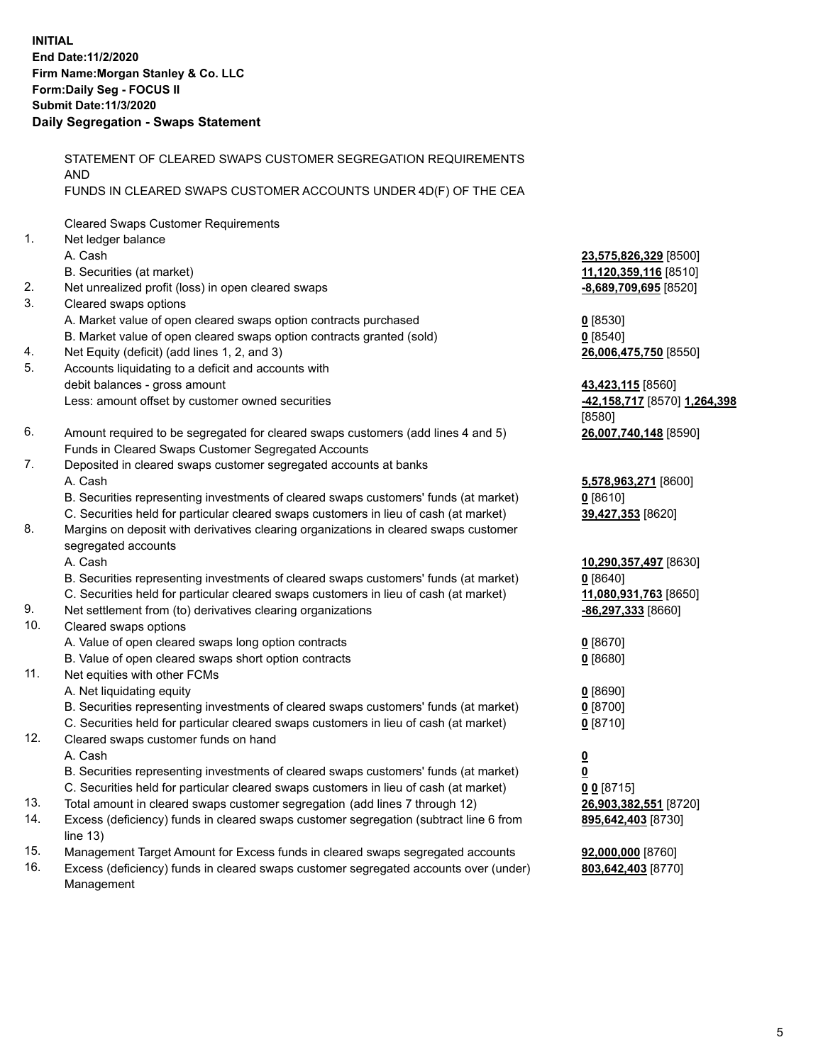**INITIAL**
**End Date:11/2/2020**
**Firm Name:Morgan Stanley & Co. LLC**
**Form:Daily Seg - FOCUS II**
**Submit Date:11/3/2020**
**Daily Segregation - Swaps Statement**

STATEMENT OF CLEARED SWAPS CUSTOMER SEGREGATION REQUIREMENTS AND FUNDS IN CLEARED SWAPS CUSTOMER ACCOUNTS UNDER 4D(F) OF THE CEA

| | | |
|---|---|---|
| | Cleared Swaps Customer Requirements | |
| 1. | Net ledger balance | |
| | A. Cash | **23,575,826,329** [8500] |
| | B. Securities (at market) | **11,120,359,116** [8510] |
| 2. | Net unrealized profit (loss) in open cleared swaps | **-8,689,709,695** [8520] |
| 3. | Cleared swaps options | |
| | A. Market value of open cleared swaps option contracts purchased | **0** [8530] |
| | B. Market value of open cleared swaps option contracts granted (sold) | **0** [8540] |
| 4. | Net Equity (deficit) (add lines 1, 2, and 3) | **26,006,475,750** [8550] |
| 5. | Accounts liquidating to a deficit and accounts with debit balances - gross amount | **43,423,115** [8560] |
| | Less: amount offset by customer owned securities | **-42,158,717** [8570] **1,264,398** [8580] |
| 6. | Amount required to be segregated for cleared swaps customers (add lines 4 and 5) | **26,007,740,148** [8590] |
| | Funds in Cleared Swaps Customer Segregated Accounts | |
| 7. | Deposited in cleared swaps customer segregated accounts at banks | |
| | A. Cash | **5,578,963,271** [8600] |
| | B. Securities representing investments of cleared swaps customers' funds (at market) | **0** [8610] |
| | C. Securities held for particular cleared swaps customers in lieu of cash (at market) | **39,427,353** [8620] |
| 8. | Margins on deposit with derivatives clearing organizations in cleared swaps customer segregated accounts | |
| | A. Cash | **10,290,357,497** [8630] |
| | B. Securities representing investments of cleared swaps customers' funds (at market) | **0** [8640] |
| | C. Securities held for particular cleared swaps customers in lieu of cash (at market) | **11,080,931,763** [8650] |
| 9. | Net settlement from (to) derivatives clearing organizations | **-86,297,333** [8660] |
| 10. | Cleared swaps options | |
| | A. Value of open cleared swaps long option contracts | **0** [8670] |
| | B. Value of open cleared swaps short option contracts | **0** [8680] |
| 11. | Net equities with other FCMs | |
| | A. Net liquidating equity | **0** [8690] |
| | B. Securities representing investments of cleared swaps customers' funds (at market) | **0** [8700] |
| | C. Securities held for particular cleared swaps customers in lieu of cash (at market) | **0** [8710] |
| 12. | Cleared swaps customer funds on hand | |
| | A. Cash | **0** |
| | B. Securities representing investments of cleared swaps customers' funds (at market) | **0** |
| | C. Securities held for particular cleared swaps customers in lieu of cash (at market) | **0** **0** [8715] |
| 13. | Total amount in cleared swaps customer segregation (add lines 7 through 12) | **26,903,382,551** [8720] |
| 14. | Excess (deficiency) funds in cleared swaps customer segregation (subtract line 6 from line 13) | **895,642,403** [8730] |
| 15. | Management Target Amount for Excess funds in cleared swaps segregated accounts | **92,000,000** [8760] |
| 16. | Excess (deficiency) funds in cleared swaps customer segregated accounts over (under) Management | **803,642,403** [8770] |